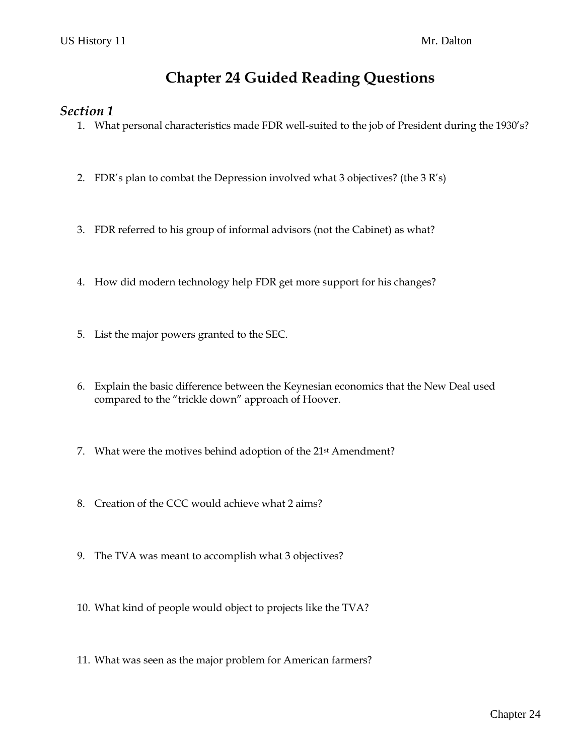US History 11 Mr. Dalton

# Chapter 24 Guided Reading Questions

## *Section 1*

1. What personal characteristics made FDR well-suited to the job of President during the 1930's?

2. FDR's plan to combat the Depression involved what 3 objectives? (the 3 R's)

3. FDR referred to his group of informal advisors (not the Cabinet) as what?

4. How did modern technology help FDR get more support for his changes?

5. List the major powers granted to the SEC.

6. Explain the basic difference between the Keynesian economics that the New Deal used compared to the "trickle down" approach of Hoover.

7. What were the motives behind adoption of the 21st Amendment?

8. Creation of the CCC would achieve what 2 aims?

9. The TVA was meant to accomplish what 3 objectives?

10. What kind of people would object to projects like the TVA?

11. What was seen as the major problem for American farmers?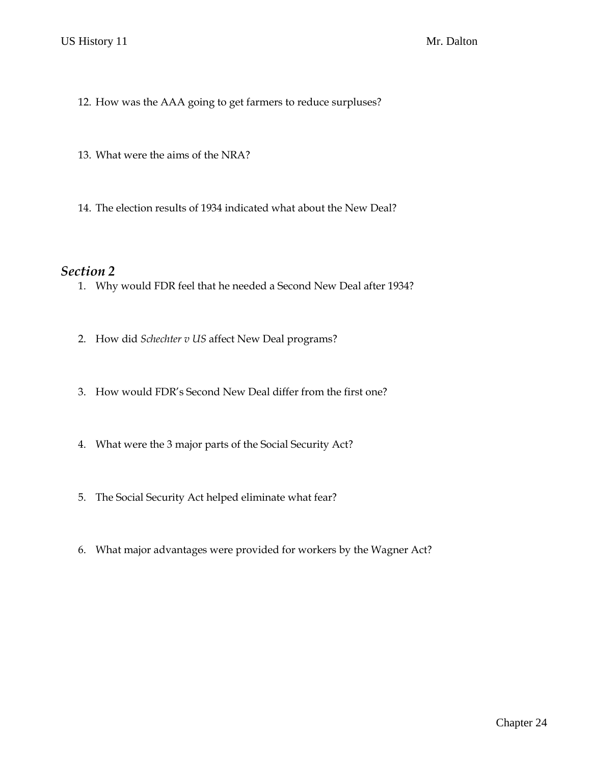12. How was the AAA going to get farmers to reduce surpluses?

13. What were the aims of the NRA?

14. The election results of 1934 indicated what about the New Deal?

## *Section 2*

1. Why would FDR feel that he needed a Second New Deal after 1934?

2. How did *Schechter v US* affect New Deal programs?

3. How would FDR's Second New Deal differ from the first one?

4. What were the 3 major parts of the Social Security Act?

5. The Social Security Act helped eliminate what fear?

6. What major advantages were provided for workers by the Wagner Act?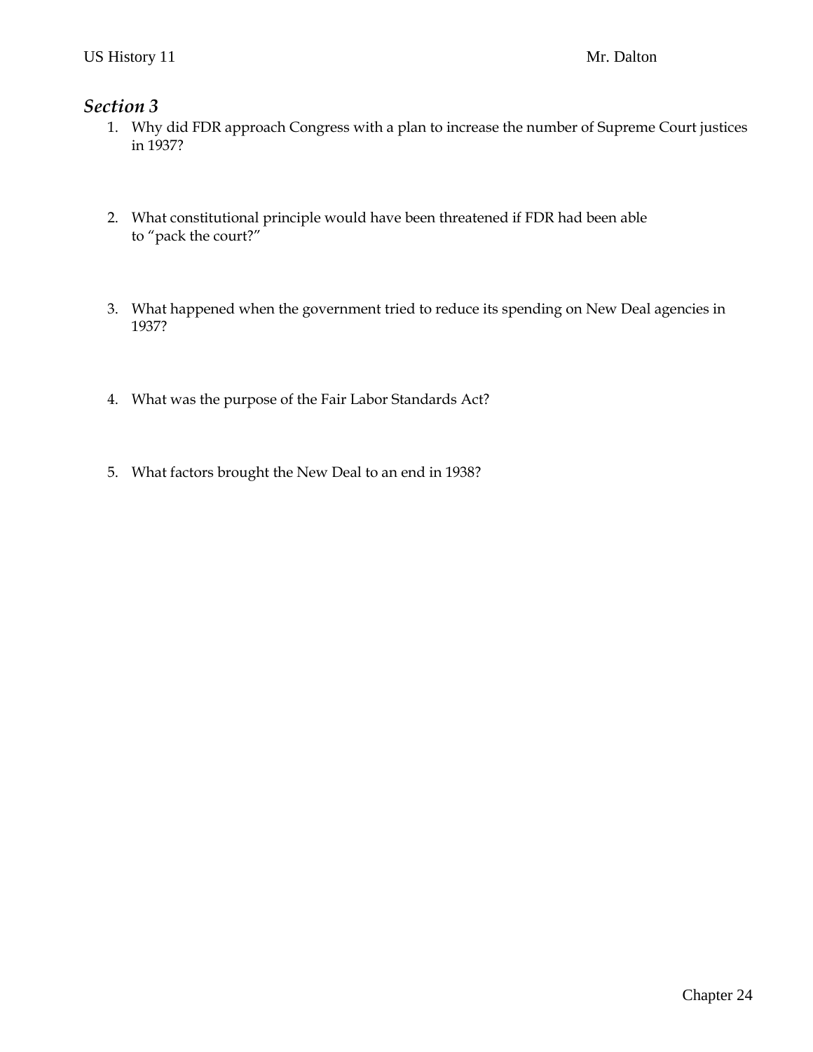## *Section 3*

1. Why did FDR approach Congress with a plan to increase the number of Supreme Court justices in 1937?

2. What constitutional principle would have been threatened if FDR had been able to "pack the court?"

3. What happened when the government tried to reduce its spending on New Deal agencies in 1937?

4. What was the purpose of the Fair Labor Standards Act?

5. What factors brought the New Deal to an end in 1938?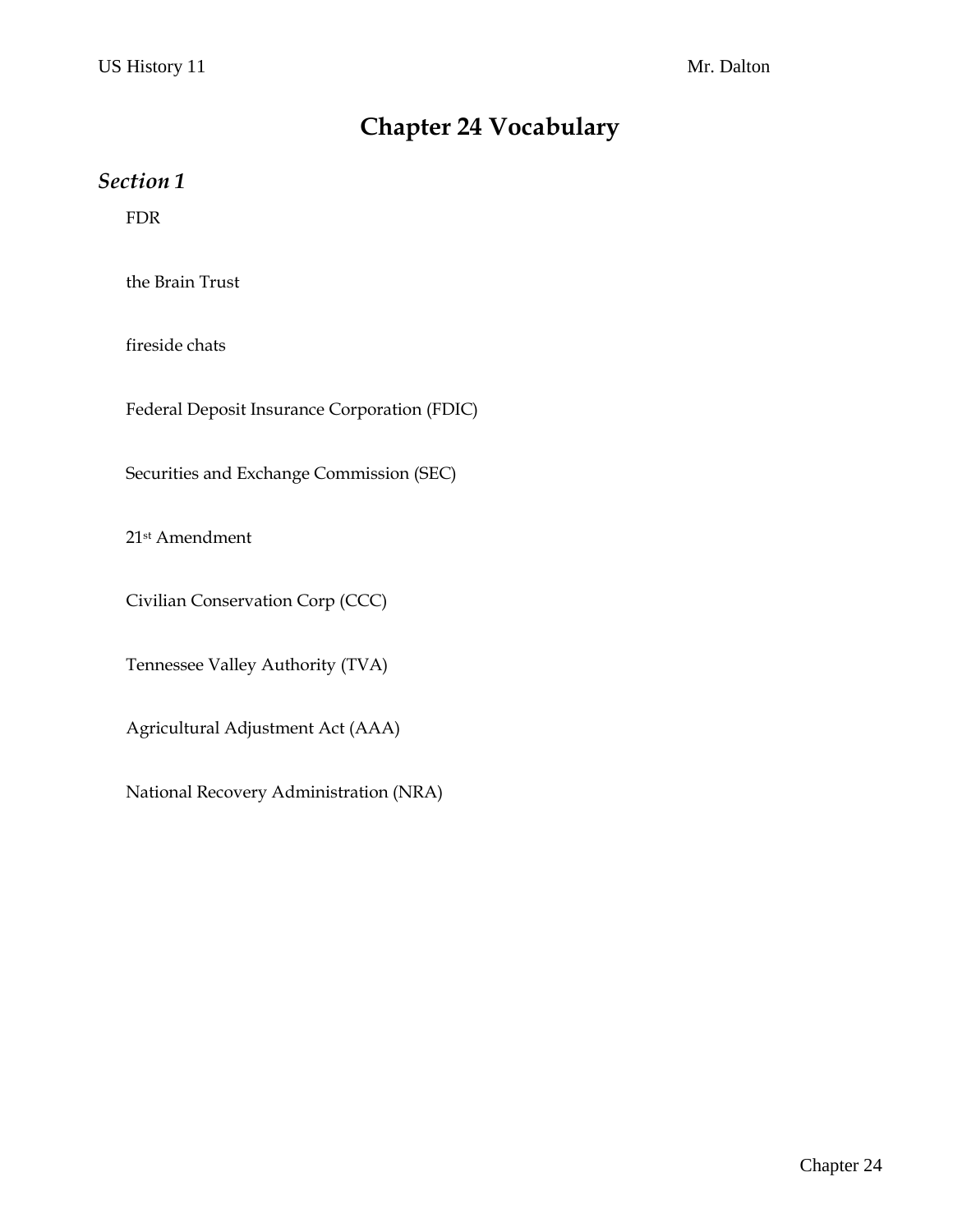# Chapter 24 Vocabulary

## *Section 1*

FDR

the Brain Trust

fireside chats

Federal Deposit Insurance Corporation (FDIC)

Securities and Exchange Commission (SEC)

21st Amendment

Civilian Conservation Corp (CCC)

Tennessee Valley Authority (TVA)

Agricultural Adjustment Act (AAA)

National Recovery Administration (NRA)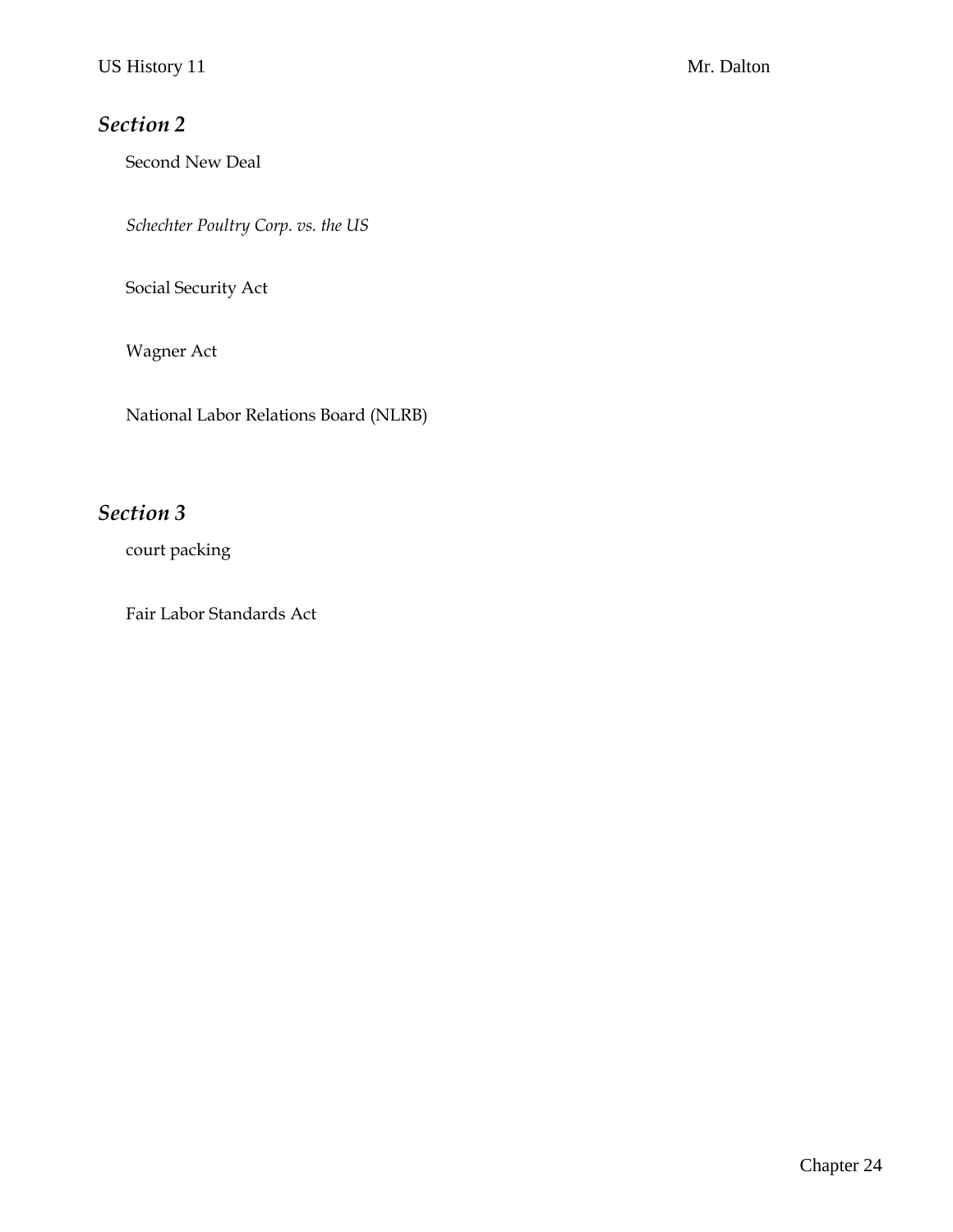## *Section 2*

Second New Deal

*Schechter Poultry Corp. vs. the US*

Social Security Act

Wagner Act

National Labor Relations Board (NLRB)

## *Section 3*

court packing

Fair Labor Standards Act